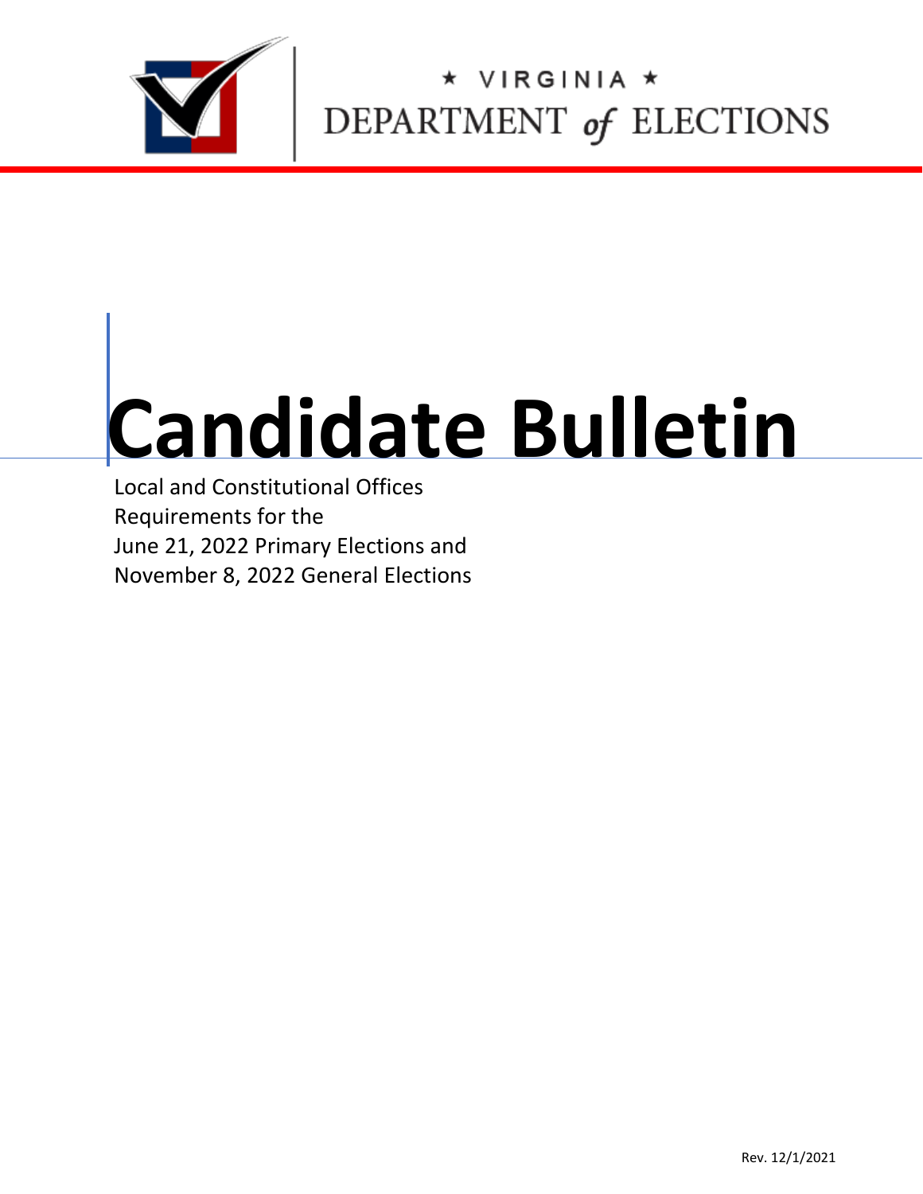★ VIRGINIA ★

DEPARTMENT *of* ELECTIONS

# Candidate Bulletin

Local and Constitutional Offices
Requirements for the
June 21, 2022 Primary Elections and
November 8, 2022 General Elections

Rev. 12/1/2021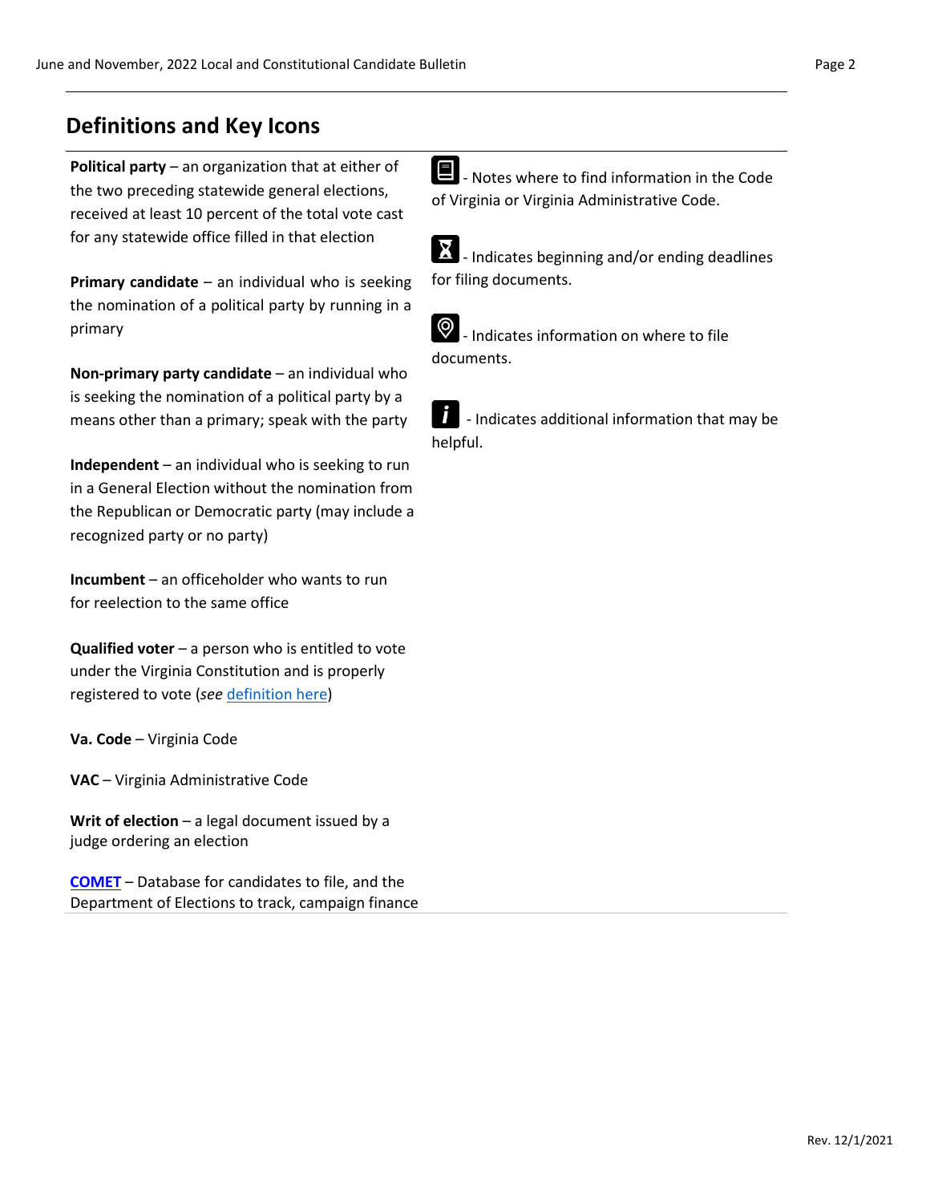## Definitions and Key Icons

**Political party** – an organization that at either of the two preceding statewide general elections, received at least 10 percent of the total vote cast for any statewide office filled in that election

**Primary candidate** – an individual who is seeking the nomination of a political party by running in a primary

**Non-primary party candidate** – an individual who is seeking the nomination of a political party by a means other than a primary; speak with the party

**Independent** – an individual who is seeking to run in a General Election without the nomination from the Republican or Democratic party (may include a recognized party or no party)

**Incumbent** – an officeholder who wants to run for reelection to the same office

**Qualified voter** – a person who is entitled to vote under the Virginia Constitution and is properly registered to vote (*see* definition here)

**Va. Code** – Virginia Code

**VAC** – Virginia Administrative Code

**Writ of election** – a legal document issued by a judge ordering an election

**COMET** – Database for candidates to file, and the Department of Elections to track, campaign finance

- Notes where to find information in the Code of Virginia or Virginia Administrative Code.

- Indicates beginning and/or ending deadlines for filing documents.

- Indicates information on where to file documents.

- Indicates additional information that may be helpful.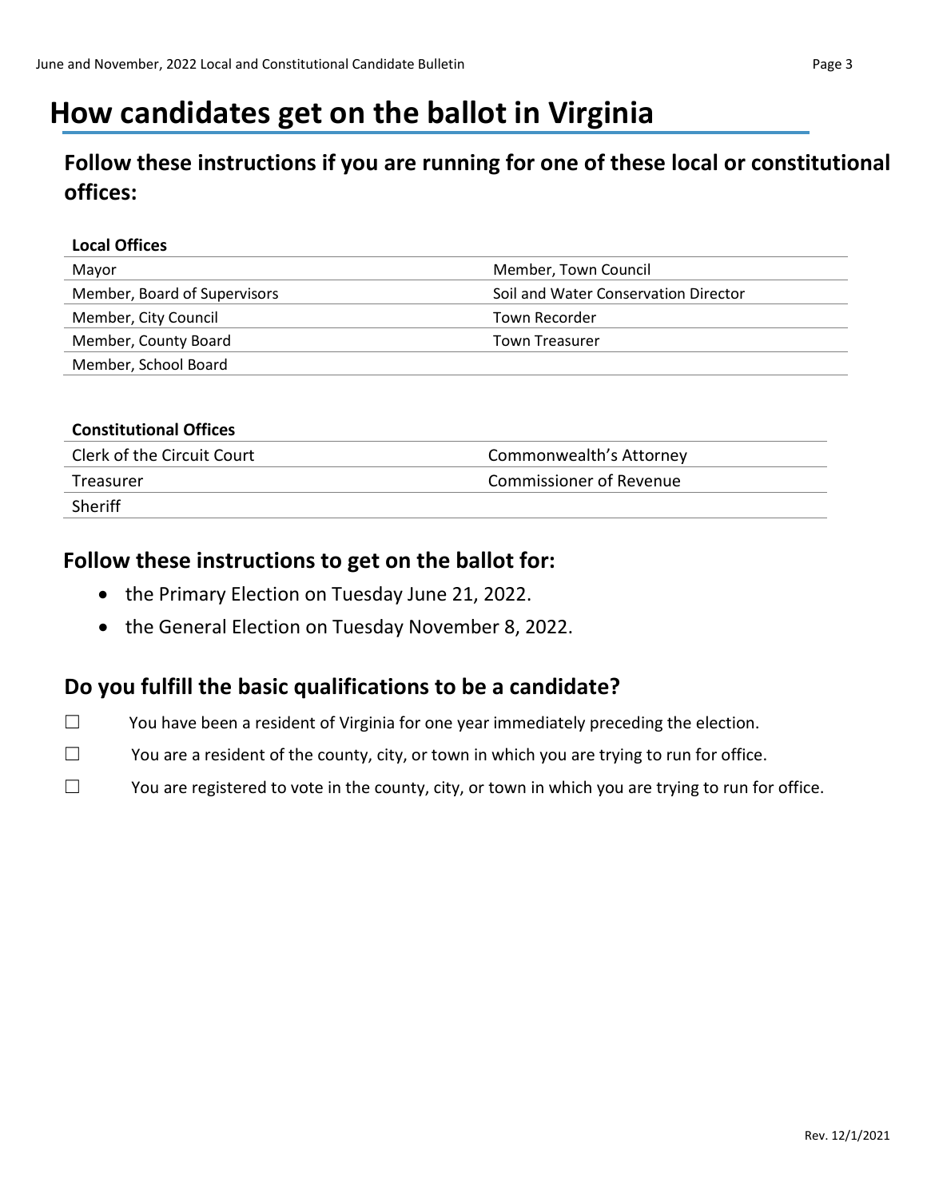# How candidates get on the ballot in Virginia

## Follow these instructions if you are running for one of these local or constitutional offices:

| Local Offices | |
|---|---|
| Mayor | Member, Town Council |
| Member, Board of Supervisors | Soil and Water Conservation Director |
| Member, City Council | Town Recorder |
| Member, County Board | Town Treasurer |
| Member, School Board | |

| Constitutional Offices | |
|---|---|
| Clerk of the Circuit Court | Commonwealth's Attorney |
| Treasurer | Commissioner of Revenue |
| Sheriff | |

## Follow these instructions to get on the ballot for:

- the Primary Election on Tuesday June 21, 2022.
- the General Election on Tuesday November 8, 2022.

## Do you fulfill the basic qualifications to be a candidate?

- ☐ You have been a resident of Virginia for one year immediately preceding the election.
- ☐ You are a resident of the county, city, or town in which you are trying to run for office.
- ☐ You are registered to vote in the county, city, or town in which you are trying to run for office.

Rev. 12/1/2021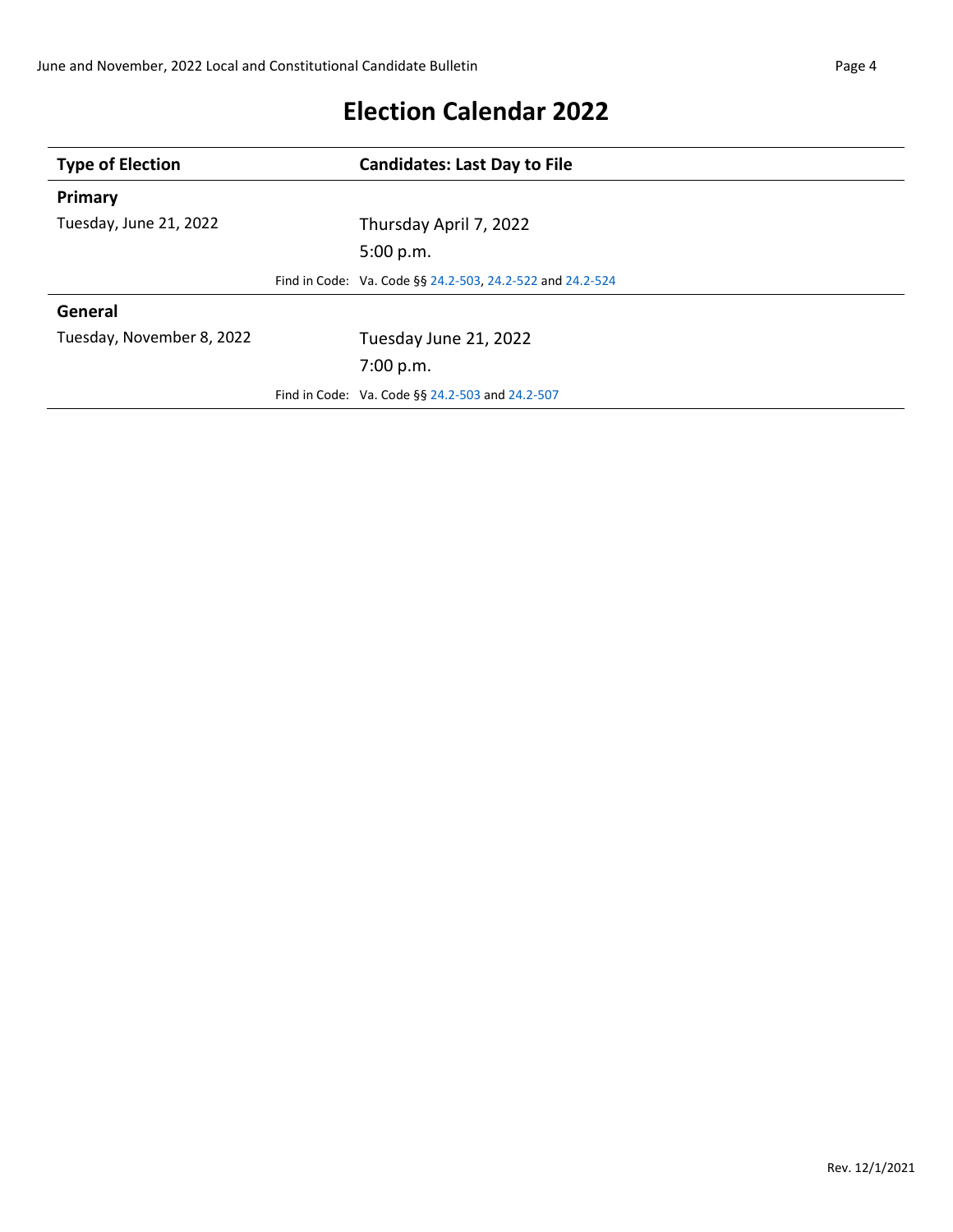# Election Calendar 2022

| Type of Election | Candidates: Last Day to File |
| --- | --- |
| **Primary** | |
| Tuesday, June 21, 2022 | Thursday April 7, 2022<br>5:00 p.m. |
| | Find in Code: Va. Code §§ 24.2-503, 24.2-522 and 24.2-524 |
| **General** | |
| Tuesday, November 8, 2022 | Tuesday June 21, 2022<br>7:00 p.m. |
| | Find in Code: Va. Code §§ 24.2-503 and 24.2-507 |

Rev. 12/1/2021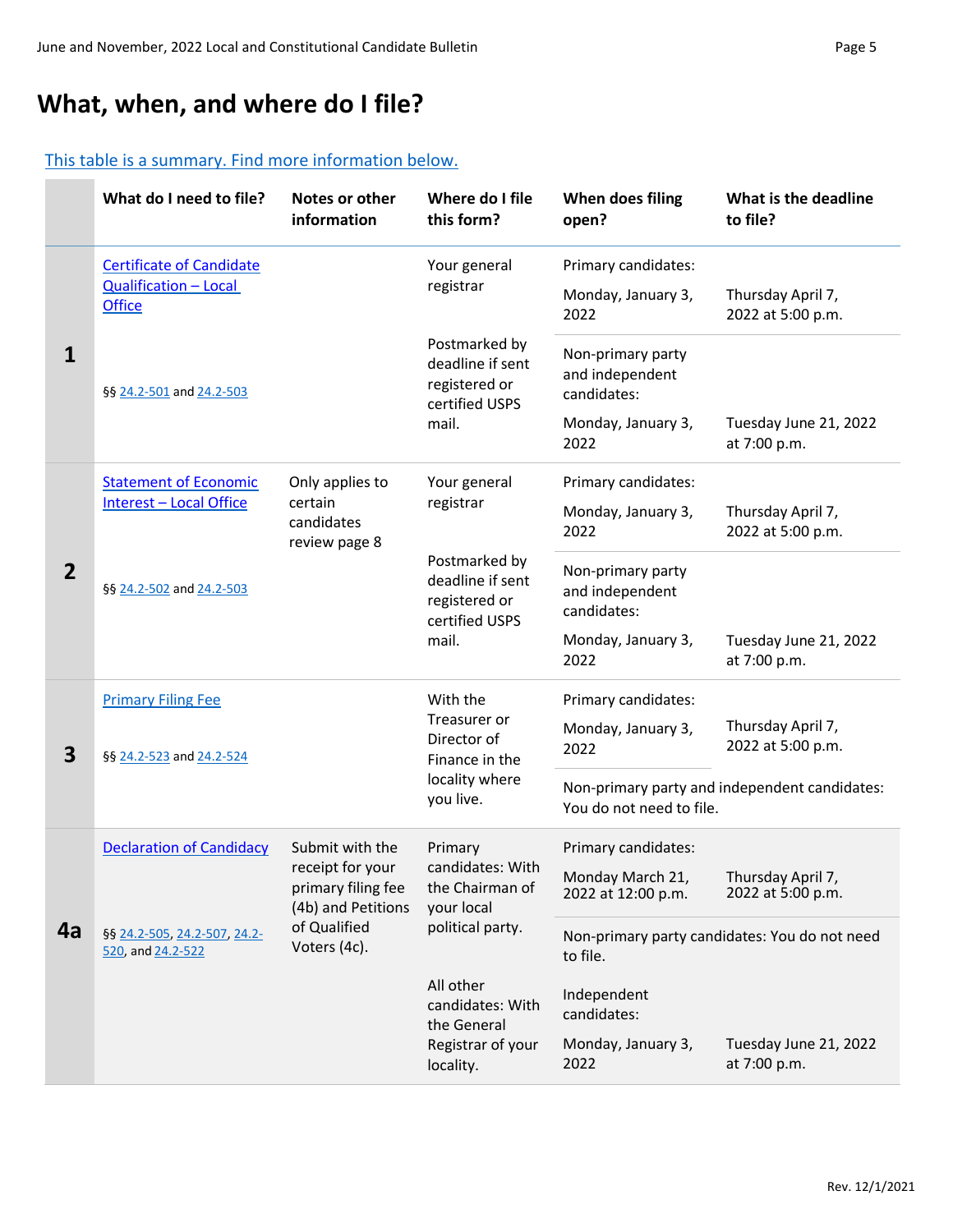# What, when, and where do I file?

This table is a summary. Find more information below.

| | What do I need to file? | Notes or other information | Where do I file this form? | When does filing open? | What is the deadline to file? |
|---|---|---|---|---|---|
| **1** | Certificate of Candidate Qualification – Local Office<br><br>§§ 24.2-501 and 24.2-503 | | Your general registrar<br><br>Postmarked by deadline if sent registered or certified USPS mail. | Primary candidates:<br>Monday, January 3, 2022 | Thursday April 7, 2022 at 5:00 p.m. |
| | | | | Non-primary party and independent candidates:<br>Monday, January 3, 2022 | Tuesday June 21, 2022 at 7:00 p.m. |
| **2** | Statement of Economic Interest – Local Office<br><br>§§ 24.2-502 and 24.2-503 | Only applies to certain candidates review page 8 | Your general registrar<br><br>Postmarked by deadline if sent registered or certified USPS mail. | Primary candidates:<br>Monday, January 3, 2022 | Thursday April 7, 2022 at 5:00 p.m. |
| | | | | Non-primary party and independent candidates:<br>Monday, January 3, 2022 | Tuesday June 21, 2022 at 7:00 p.m. |
| **3** | Primary Filing Fee<br><br>§§ 24.2-523 and 24.2-524 | | With the Treasurer or Director of Finance in the locality where you live. | Primary candidates:<br>Monday, January 3, 2022 | Thursday April 7, 2022 at 5:00 p.m. |
| | | | | Non-primary party and independent candidates: You do not need to file. | |
| **4a** | Declaration of Candidacy<br><br>§§ 24.2-505, 24.2-507, 24.2-520, and 24.2-522 | Submit with the receipt for your primary filing fee (4b) and Petitions of Qualified Voters (4c). | Primary candidates: With the Chairman of your local political party. | Primary candidates:<br>Monday March 21, 2022 at 12:00 p.m. | Thursday April 7, 2022 at 5:00 p.m. |
| | | | | Non-primary party candidates: You do not need to file. | |
| | | | All other candidates: With the General Registrar of your locality. | Independent candidates:<br>Monday, January 3, 2022 | Tuesday June 21, 2022 at 7:00 p.m. |

Rev. 12/1/2021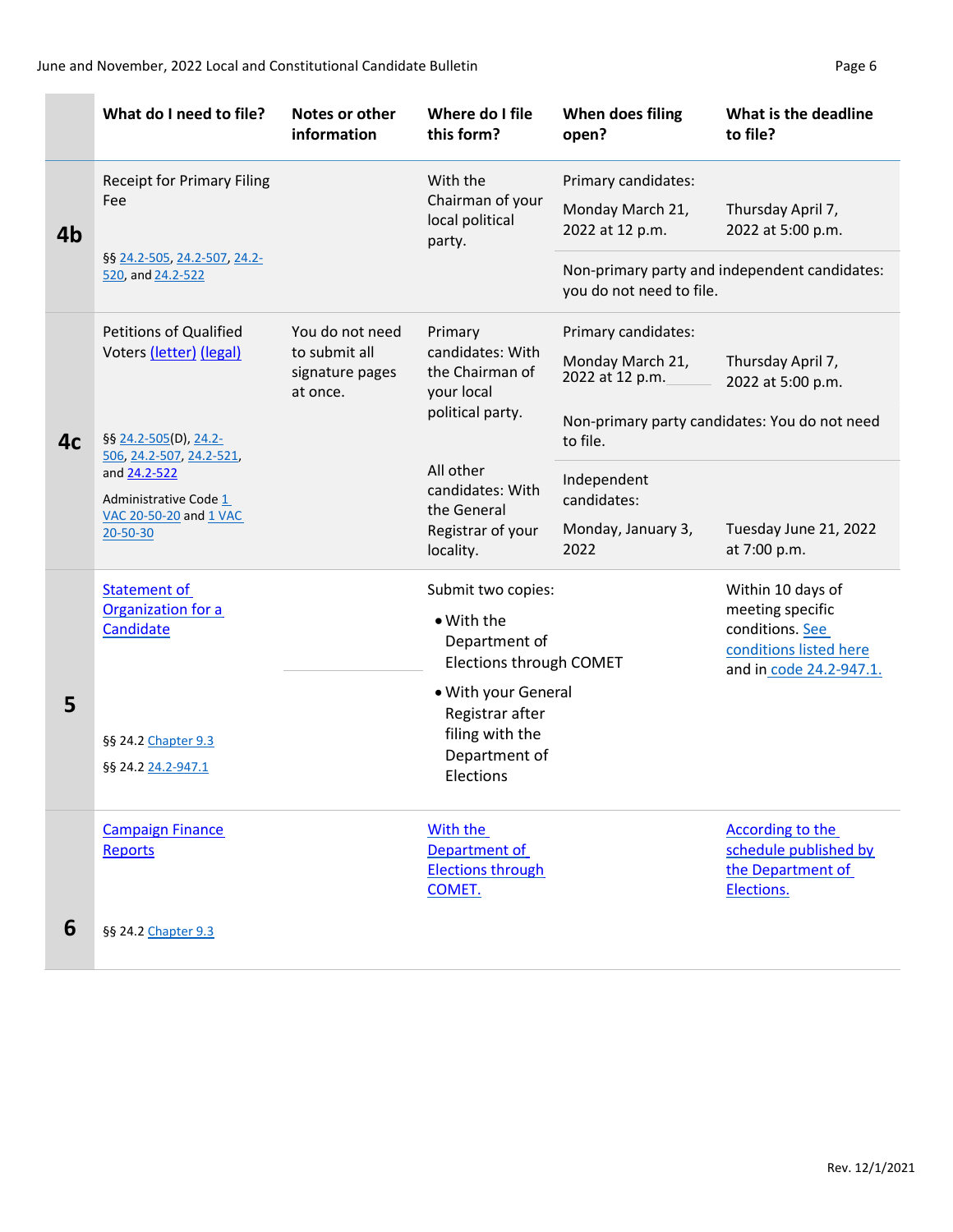| | What do I need to file? | Notes or other information | Where do I file this form? | When does filing open? | What is the deadline to file? |
|---|---|---|---|---|---|
| **4b** | Receipt for Primary Filing Fee<br><br>§§ 24.2-505, 24.2-507, 24.2-520, and 24.2-522 | | With the Chairman of your local political party. | Primary candidates:<br>Monday March 21, 2022 at 12 p.m.<br><br>Non-primary party and independent candidates: you do not need to file. | Thursday April 7, 2022 at 5:00 p.m. |
| **4c** | Petitions of Qualified Voters (letter) (legal)<br><br>§§ 24.2-505(D), 24.2-506, 24.2-507, 24.2-521, and 24.2-522<br><br>Administrative Code 1 VAC 20-50-20 and 1 VAC 20-50-30 | You do not need to submit all signature pages at once. | Primary candidates: With the Chairman of your local political party.<br><br>All other candidates: With the General Registrar of your locality. | Primary candidates:<br>Monday March 21, 2022 at 12 p.m.<br><br>Non-primary party candidates: You do not need to file.<br><br>Independent candidates:<br>Monday, January 3, 2022 | Thursday April 7, 2022 at 5:00 p.m.<br><br><br><br>Tuesday June 21, 2022 at 7:00 p.m. |
| **5** | Statement of Organization for a Candidate<br><br>§§ 24.2 Chapter 9.3<br><br>§§ 24.2 24.2-947.1 | | Submit two copies:<br>• With the Department of Elections through COMET<br>• With your General Registrar after filing with the Department of Elections | | Within 10 days of meeting specific conditions. See conditions listed here and in code 24.2-947.1. |
| **6** | Campaign Finance Reports<br><br>§§ 24.2 Chapter 9.3 | | With the Department of Elections through COMET. | | According to the schedule published by the Department of Elections. |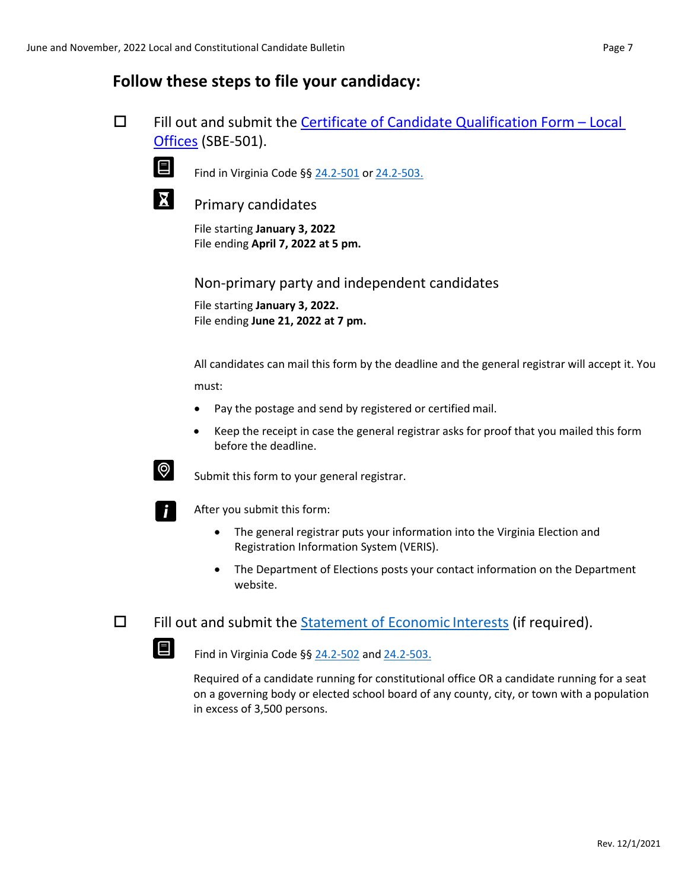## Follow these steps to file your candidacy:

☐ Fill out and submit the Certificate of Candidate Qualification Form – Local Offices (SBE-501).

Find in Virginia Code §§ 24.2-501 or 24.2-503.

### Primary candidates

File starting **January 3, 2022**
File ending **April 7, 2022 at 5 pm.**

### Non-primary party and independent candidates

File starting **January 3, 2022.**
File ending **June 21, 2022 at 7 pm.**

All candidates can mail this form by the deadline and the general registrar will accept it. You must:

- Pay the postage and send by registered or certified mail.
- Keep the receipt in case the general registrar asks for proof that you mailed this form before the deadline.

Submit this form to your general registrar.

After you submit this form:

- The general registrar puts your information into the Virginia Election and Registration Information System (VERIS).
- The Department of Elections posts your contact information on the Department website.

☐ Fill out and submit the Statement of Economic Interests (if required).

Find in Virginia Code §§ 24.2-502 and 24.2-503.

Required of a candidate running for constitutional office OR a candidate running for a seat on a governing body or elected school board of any county, city, or town with a population in excess of 3,500 persons.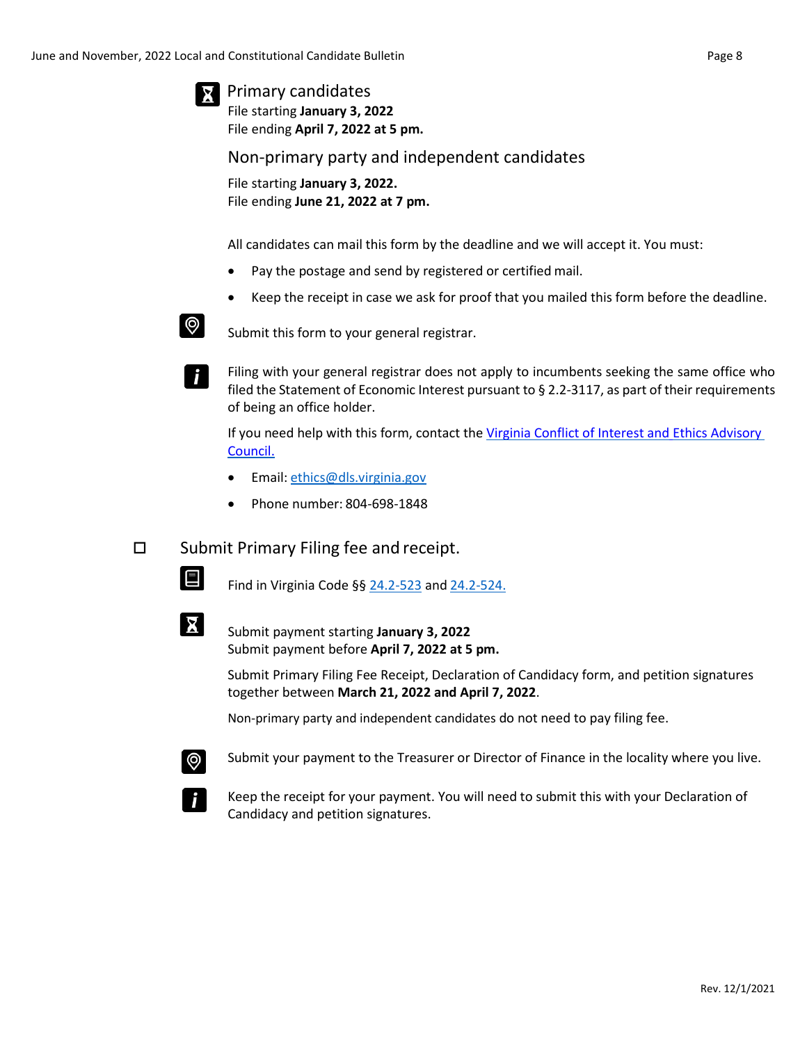### Primary candidates

File starting **January 3, 2022**
File ending **April 7, 2022 at 5 pm.**

### Non-primary party and independent candidates

File starting **January 3, 2022.**
File ending **June 21, 2022 at 7 pm.**

All candidates can mail this form by the deadline and we will accept it. You must:

- Pay the postage and send by registered or certified mail.
- Keep the receipt in case we ask for proof that you mailed this form before the deadline.

Submit this form to your general registrar.

Filing with your general registrar does not apply to incumbents seeking the same office who filed the Statement of Economic Interest pursuant to § 2.2-3117, as part of their requirements of being an office holder.

If you need help with this form, contact the [Virginia Conflict of Interest and Ethics Advisory Council.](#)

- Email: [ethics@dls.virginia.gov](mailto:ethics@dls.virginia.gov)
- Phone number: 804-698-1848

## ☐ Submit Primary Filing fee and receipt.

Find in Virginia Code §§ [24.2-523](#) and [24.2-524.](#)

Submit payment starting **January 3, 2022**
Submit payment before **April 7, 2022 at 5 pm.**

Submit Primary Filing Fee Receipt, Declaration of Candidacy form, and petition signatures together between **March 21, 2022 and April 7, 2022**.

Non-primary party and independent candidates do not need to pay filing fee.

Submit your payment to the Treasurer or Director of Finance in the locality where you live.

Keep the receipt for your payment. You will need to submit this with your Declaration of Candidacy and petition signatures.

Rev. 12/1/2021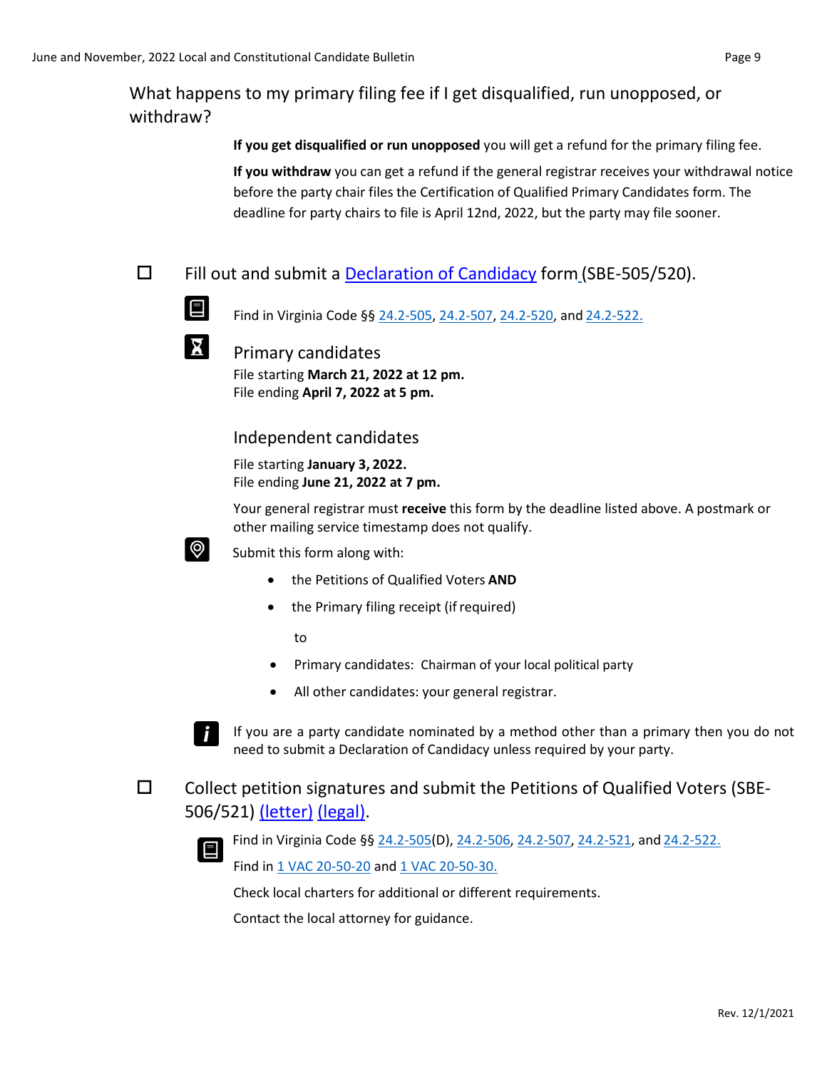### What happens to my primary filing fee if I get disqualified, run unopposed, or withdraw?

**If you get disqualified or run unopposed** you will get a refund for the primary filing fee.

**If you withdraw** you can get a refund if the general registrar receives your withdrawal notice before the party chair files the Certification of Qualified Primary Candidates form. The deadline for party chairs to file is April 12nd, 2022, but the party may file sooner.

☐ Fill out and submit a Declaration of Candidacy form (SBE-505/520).

Find in Virginia Code §§ 24.2-505, 24.2-507, 24.2-520, and 24.2-522.

Primary candidates

File starting **March 21, 2022 at 12 pm.**
File ending **April 7, 2022 at 5 pm.**

Independent candidates

File starting **January 3, 2022.**
File ending **June 21, 2022 at 7 pm.**

Your general registrar must **receive** this form by the deadline listed above. A postmark or other mailing service timestamp does not qualify.

Submit this form along with:

- the Petitions of Qualified Voters **AND**
- the Primary filing receipt (if required)

to

- Primary candidates: Chairman of your local political party
- All other candidates: your general registrar.

If you are a party candidate nominated by a method other than a primary then you do not need to submit a Declaration of Candidacy unless required by your party.

☐ Collect petition signatures and submit the Petitions of Qualified Voters (SBE-506/521) (letter) (legal).

Find in Virginia Code §§ 24.2-505(D), 24.2-506, 24.2-507, 24.2-521, and 24.2-522.

Find in 1 VAC 20-50-20 and 1 VAC 20-50-30.

Check local charters for additional or different requirements.

Contact the local attorney for guidance.

Rev. 12/1/2021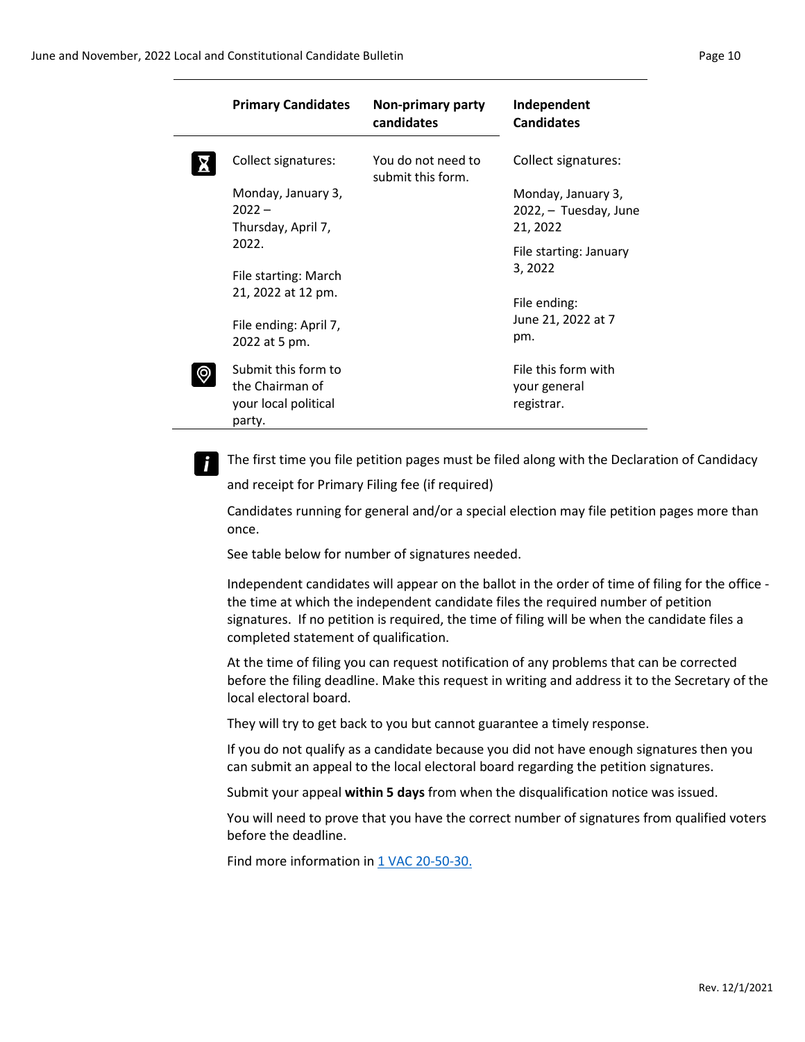| | Primary Candidates | Non-primary party candidates | Independent Candidates |
|---|---|---|---|
| ⌛ | Collect signatures: Monday, January 3, 2022 – Thursday, April 7, 2022. File starting: March 21, 2022 at 12 pm. File ending: April 7, 2022 at 5 pm. | You do not need to submit this form. | Collect signatures: Monday, January 3, 2022, – Tuesday, June 21, 2022 File starting: January 3, 2022 File ending: June 21, 2022 at 7 pm. |
| 📍 | Submit this form to the Chairman of your local political party. | | File this form with your general registrar. |

The first time you file petition pages must be filed along with the Declaration of Candidacy and receipt for Primary Filing fee (if required)

Candidates running for general and/or a special election may file petition pages more than once.

See table below for number of signatures needed.

Independent candidates will appear on the ballot in the order of time of filing for the office - the time at which the independent candidate files the required number of petition signatures. If no petition is required, the time of filing will be when the candidate files a completed statement of qualification.

At the time of filing you can request notification of any problems that can be corrected before the filing deadline. Make this request in writing and address it to the Secretary of the local electoral board.

They will try to get back to you but cannot guarantee a timely response.

If you do not qualify as a candidate because you did not have enough signatures then you can submit an appeal to the local electoral board regarding the petition signatures.

Submit your appeal **within 5 days** from when the disqualification notice was issued.

You will need to prove that you have the correct number of signatures from qualified voters before the deadline.

Find more information in [1 VAC 20-50-30.]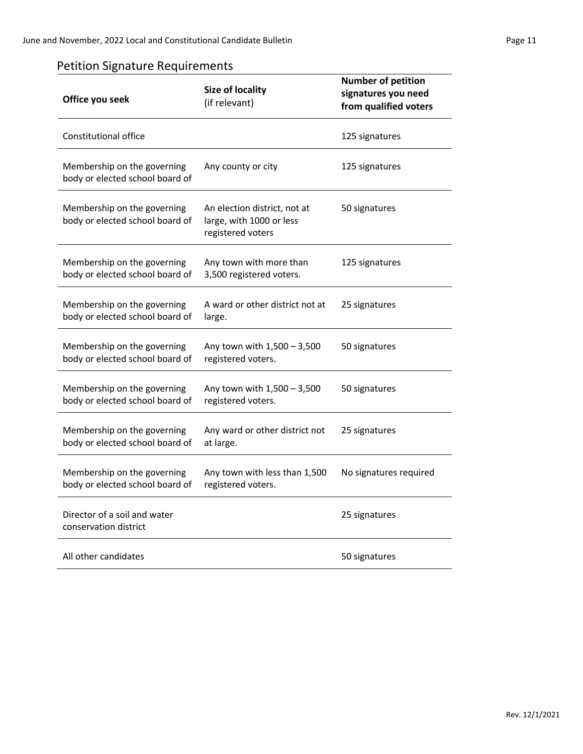## Petition Signature Requirements

| Office you seek | Size of locality (if relevant) | Number of petition signatures you need from qualified voters |
|---|---|---|
| Constitutional office | | 125 signatures |
| Membership on the governing body or elected school board of | Any county or city | 125 signatures |
| Membership on the governing body or elected school board of | An election district, not at large, with 1000 or less registered voters | 50 signatures |
| Membership on the governing body or elected school board of | Any town with more than 3,500 registered voters. | 125 signatures |
| Membership on the governing body or elected school board of | A ward or other district not at large. | 25 signatures |
| Membership on the governing body or elected school board of | Any town with 1,500 – 3,500 registered voters. | 50 signatures |
| Membership on the governing body or elected school board of | Any town with 1,500 – 3,500 registered voters. | 50 signatures |
| Membership on the governing body or elected school board of | Any ward or other district not at large. | 25 signatures |
| Membership on the governing body or elected school board of | Any town with less than 1,500 registered voters. | No signatures required |
| Director of a soil and water conservation district | | 25 signatures |
| All other candidates | | 50 signatures |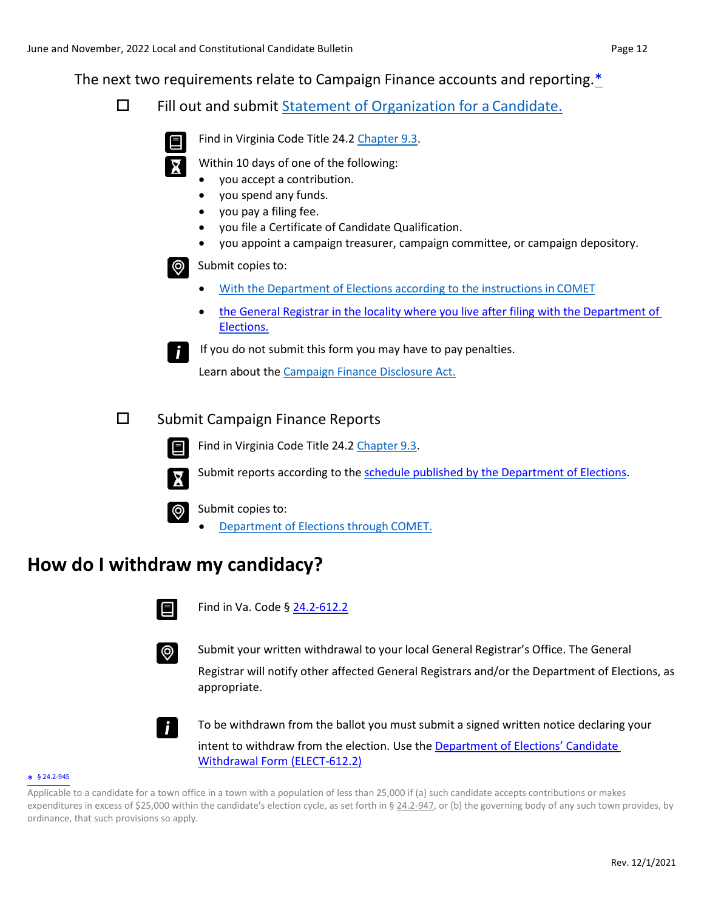The next two requirements relate to Campaign Finance accounts and reporting.*

☐ Fill out and submit Statement of Organization for a Candidate.

Find in Virginia Code Title 24.2 Chapter 9.3.

Within 10 days of one of the following:

- you accept a contribution.
- you spend any funds.
- you pay a filing fee.
- you file a Certificate of Candidate Qualification.
- you appoint a campaign treasurer, campaign committee, or campaign depository.

Submit copies to:

- With the Department of Elections according to the instructions in COMET
- the General Registrar in the locality where you live after filing with the Department of Elections.

If you do not submit this form you may have to pay penalties.

Learn about the Campaign Finance Disclosure Act.

☐ Submit Campaign Finance Reports

Find in Virginia Code Title 24.2 Chapter 9.3.

Submit reports according to the schedule published by the Department of Elections.

Submit copies to:

- Department of Elections through COMET.

## How do I withdraw my candidacy?

Find in Va. Code § 24.2-612.2

Submit your written withdrawal to your local General Registrar's Office. The General Registrar will notify other affected General Registrars and/or the Department of Elections, as appropriate.

To be withdrawn from the ballot you must submit a signed written notice declaring your intent to withdraw from the election. Use the Department of Elections' Candidate Withdrawal Form (ELECT-612.2)

* § 24.2-945

Applicable to a candidate for a town office in a town with a population of less than 25,000 if (a) such candidate accepts contributions or makes expenditures in excess of $25,000 within the candidate's election cycle, as set forth in § 24.2-947, or (b) the governing body of any such town provides, by ordinance, that such provisions so apply.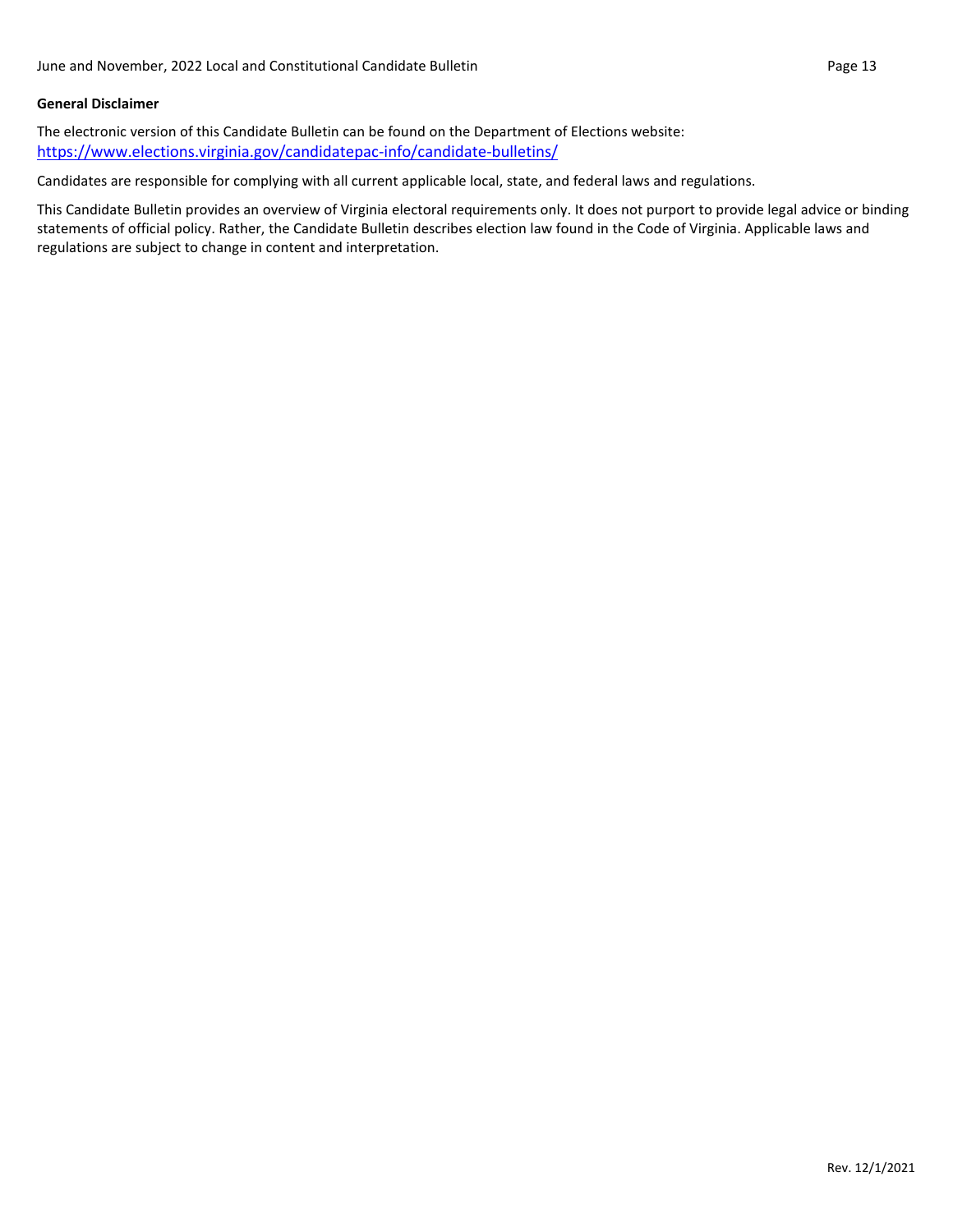**General Disclaimer**

The electronic version of this Candidate Bulletin can be found on the Department of Elections website: https://www.elections.virginia.gov/candidatepac-info/candidate-bulletins/

Candidates are responsible for complying with all current applicable local, state, and federal laws and regulations.

This Candidate Bulletin provides an overview of Virginia electoral requirements only. It does not purport to provide legal advice or binding statements of official policy. Rather, the Candidate Bulletin describes election law found in the Code of Virginia. Applicable laws and regulations are subject to change in content and interpretation.